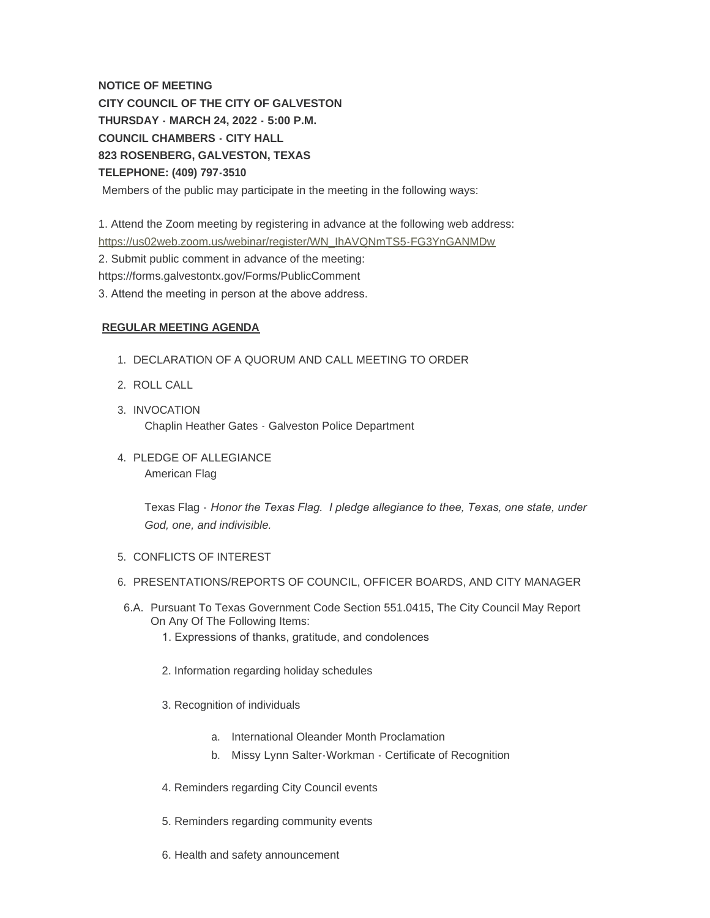**NOTICE OF MEETING**
**CITY COUNCIL OF THE CITY OF GALVESTON**
**THURSDAY - MARCH 24, 2022 - 5:00 P.M.**
**COUNCIL CHAMBERS - CITY HALL**
**823 ROSENBERG, GALVESTON, TEXAS**
**TELEPHONE: (409) 797-3510**

Members of the public may participate in the meeting in the following ways:

1. Attend the Zoom meeting by registering in advance at the following web address:
[https://us02web.zoom.us/webinar/register/WN_IhAVQNmTS5-FG3YnGANMDw](https://us02web.zoom.us/webinar/register/WN_IhAVQNmTS5-FG3YnGANMDw)
2. Submit public comment in advance of the meeting:
https://forms.galvestontx.gov/Forms/PublicComment
3. Attend the meeting in person at the above address.

**REGULAR MEETING AGENDA**

1. DECLARATION OF A QUORUM AND CALL MEETING TO ORDER
2. ROLL CALL
3. INVOCATION
   Chaplin Heather Gates - Galveston Police Department
4. PLEDGE OF ALLEGIANCE
   American Flag

   Texas Flag - *Honor the Texas Flag. I pledge allegiance to thee, Texas, one state, under God, one, and indivisible.*
5. CONFLICTS OF INTEREST
6. PRESENTATIONS/REPORTS OF COUNCIL, OFFICER BOARDS, AND CITY MANAGER

6.A. Pursuant To Texas Government Code Section 551.0415, The City Council May Report On Any Of The Following Items:

1. Expressions of thanks, gratitude, and condolences
2. Information regarding holiday schedules
3. Recognition of individuals
   a. International Oleander Month Proclamation
   b. Missy Lynn Salter-Workman - Certificate of Recognition
4. Reminders regarding City Council events
5. Reminders regarding community events
6. Health and safety announcement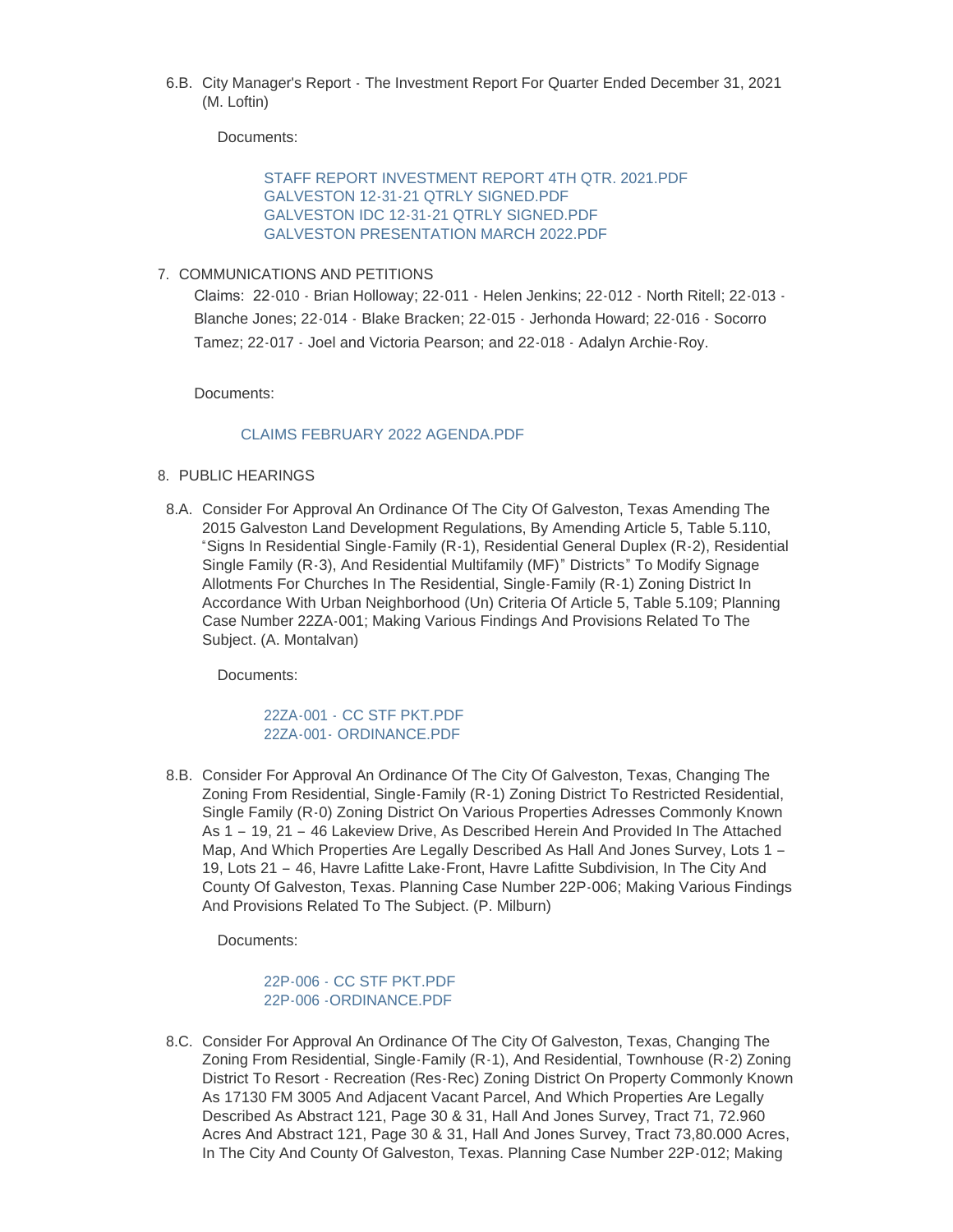6.B. City Manager's Report - The Investment Report For Quarter Ended December 31, 2021 (M. Loftin)

Documents:

STAFF REPORT INVESTMENT REPORT 4TH QTR. 2021.PDF
GALVESTON 12-31-21 QTRLY SIGNED.PDF
GALVESTON IDC 12-31-21 QTRLY SIGNED.PDF
GALVESTON PRESENTATION MARCH 2022.PDF

7. COMMUNICATIONS AND PETITIONS

Claims: 22-010 - Brian Holloway; 22-011 - Helen Jenkins; 22-012 - North Ritell; 22-013 - Blanche Jones; 22-014 - Blake Bracken; 22-015 - Jerhonda Howard; 22-016 - Socorro Tamez; 22-017 - Joel and Victoria Pearson; and 22-018 - Adalyn Archie-Roy.

Documents:

CLAIMS FEBRUARY 2022 AGENDA.PDF

8. PUBLIC HEARINGS

8.A. Consider For Approval An Ordinance Of The City Of Galveston, Texas Amending The 2015 Galveston Land Development Regulations, By Amending Article 5, Table 5.110, "Signs In Residential Single-Family (R-1), Residential General Duplex (R-2), Residential Single Family (R-3), And Residential Multifamily (MF)" Districts" To Modify Signage Allotments For Churches In The Residential, Single-Family (R-1) Zoning District In Accordance With Urban Neighborhood (Un) Criteria Of Article 5, Table 5.109; Planning Case Number 22ZA-001; Making Various Findings And Provisions Related To The Subject. (A. Montalvan)

Documents:

22ZA-001 - CC STF PKT.PDF
22ZA-001- ORDINANCE.PDF

8.B. Consider For Approval An Ordinance Of The City Of Galveston, Texas, Changing The Zoning From Residential, Single-Family (R-1) Zoning District To Restricted Residential, Single Family (R-0) Zoning District On Various Properties Adresses Commonly Known As 1 – 19, 21 – 46 Lakeview Drive, As Described Herein And Provided In The Attached Map, And Which Properties Are Legally Described As Hall And Jones Survey, Lots 1 – 19, Lots 21 – 46, Havre Lafitte Lake-Front, Havre Lafitte Subdivision, In The City And County Of Galveston, Texas. Planning Case Number 22P-006; Making Various Findings And Provisions Related To The Subject. (P. Milburn)

Documents:

22P-006 - CC STF PKT.PDF
22P-006 -ORDINANCE.PDF

8.C. Consider For Approval An Ordinance Of The City Of Galveston, Texas, Changing The Zoning From Residential, Single-Family (R-1), And Residential, Townhouse (R-2) Zoning District To Resort - Recreation (Res-Rec) Zoning District On Property Commonly Known As 17130 FM 3005 And Adjacent Vacant Parcel, And Which Properties Are Legally Described As Abstract 121, Page 30 & 31, Hall And Jones Survey, Tract 71, 72.960 Acres And Abstract 121, Page 30 & 31, Hall And Jones Survey, Tract 73,80.000 Acres, In The City And County Of Galveston, Texas. Planning Case Number 22P-012; Making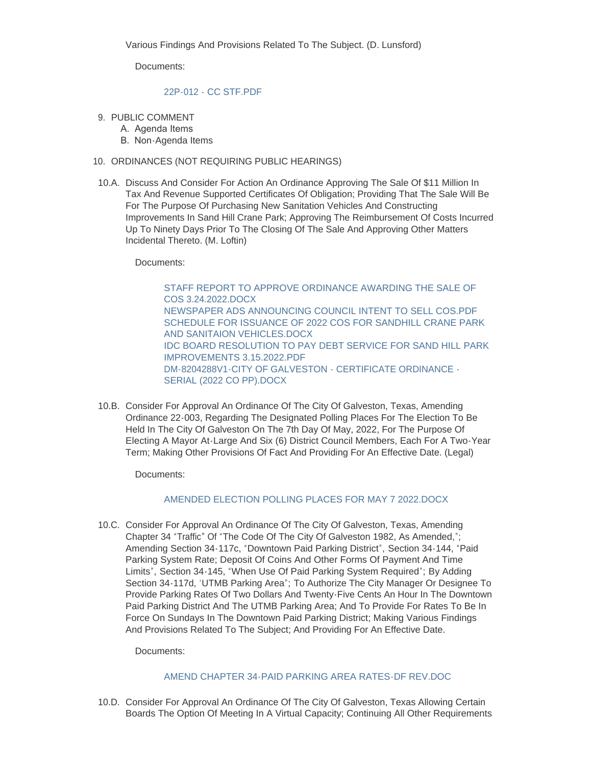Various Findings And Provisions Related To The Subject. (D. Lunsford)

Documents:

22P-012 - CC STF.PDF

9. PUBLIC COMMENT
   - A. Agenda Items
   - B. Non-Agenda Items

10. ORDINANCES (NOT REQUIRING PUBLIC HEARINGS)

10.A. Discuss And Consider For Action An Ordinance Approving The Sale Of $11 Million In Tax And Revenue Supported Certificates Of Obligation; Providing That The Sale Will Be For The Purpose Of Purchasing New Sanitation Vehicles And Constructing Improvements In Sand Hill Crane Park; Approving The Reimbursement Of Costs Incurred Up To Ninety Days Prior To The Closing Of The Sale And Approving Other Matters Incidental Thereto. (M. Loftin)

Documents:

STAFF REPORT TO APPROVE ORDINANCE AWARDING THE SALE OF COS 3.24.2022.DOCX
NEWSPAPER ADS ANNOUNCING COUNCIL INTENT TO SELL COS.PDF
SCHEDULE FOR ISSUANCE OF 2022 COS FOR SANDHILL CRANE PARK AND SANITAION VEHICLES.DOCX
IDC BOARD RESOLUTION TO PAY DEBT SERVICE FOR SAND HILL PARK IMPROVEMENTS 3.15.2022.PDF
DM-8204288V1-CITY OF GALVESTON - CERTIFICATE ORDINANCE - SERIAL (2022 CO PP).DOCX

10.B. Consider For Approval An Ordinance Of The City Of Galveston, Texas, Amending Ordinance 22-003, Regarding The Designated Polling Places For The Election To Be Held In The City Of Galveston On The 7th Day Of May, 2022, For The Purpose Of Electing A Mayor At-Large And Six (6) District Council Members, Each For A Two-Year Term; Making Other Provisions Of Fact And Providing For An Effective Date. (Legal)

Documents:

AMENDED ELECTION POLLING PLACES FOR MAY 7 2022.DOCX

10.C. Consider For Approval An Ordinance Of The City Of Galveston, Texas, Amending Chapter 34 "Traffic" Of "The Code Of The City Of Galveston 1982, As Amended,"; Amending Section 34-117c, "Downtown Paid Parking District", Section 34-144, "Paid Parking System Rate; Deposit Of Coins And Other Forms Of Payment And Time Limits", Section 34-145, "When Use Of Paid Parking System Required"; By Adding Section 34-117d, 'UTMB Parking Area"; To Authorize The City Manager Or Designee To Provide Parking Rates Of Two Dollars And Twenty-Five Cents An Hour In The Downtown Paid Parking District And The UTMB Parking Area; And To Provide For Rates To Be In Force On Sundays In The Downtown Paid Parking District; Making Various Findings And Provisions Related To The Subject; And Providing For An Effective Date.

Documents:

AMEND CHAPTER 34-PAID PARKING AREA RATES-DF REV.DOC

10.D. Consider For Approval An Ordinance Of The City Of Galveston, Texas Allowing Certain Boards The Option Of Meeting In A Virtual Capacity; Continuing All Other Requirements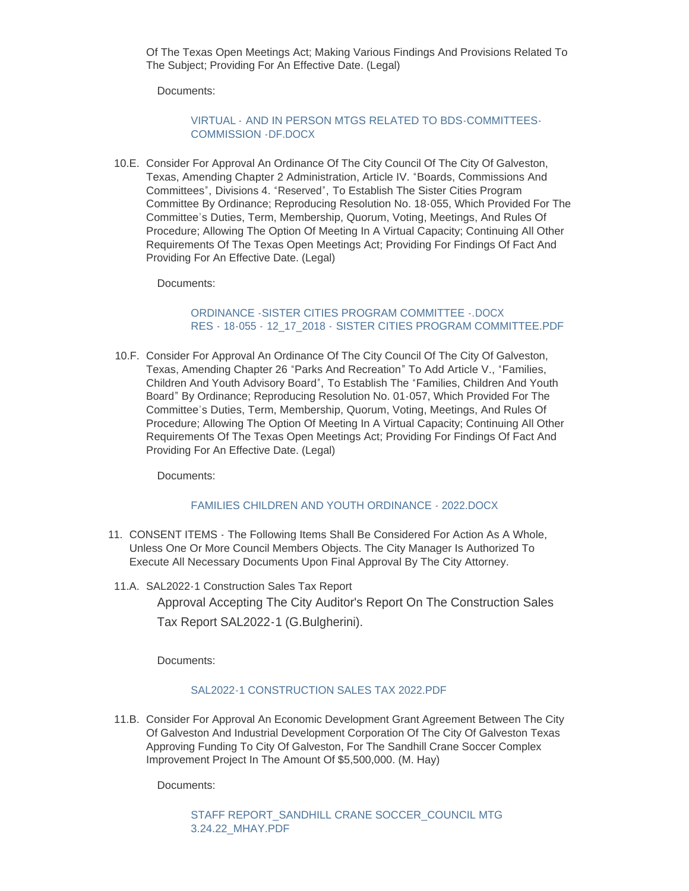Of The Texas Open Meetings Act; Making Various Findings And Provisions Related To The Subject; Providing For An Effective Date. (Legal)

Documents:

VIRTUAL - AND IN PERSON MTGS RELATED TO BDS-COMMITTEES-COMMISSION -DF.DOCX

10.E. Consider For Approval An Ordinance Of The City Council Of The City Of Galveston, Texas, Amending Chapter 2 Administration, Article IV. "Boards, Commissions And Committees", Divisions 4. "Reserved", To Establish The Sister Cities Program Committee By Ordinance; Reproducing Resolution No. 18-055, Which Provided For The Committee's Duties, Term, Membership, Quorum, Voting, Meetings, And Rules Of Procedure; Allowing The Option Of Meeting In A Virtual Capacity; Continuing All Other Requirements Of The Texas Open Meetings Act; Providing For Findings Of Fact And Providing For An Effective Date. (Legal)

Documents:

ORDINANCE -SISTER CITIES PROGRAM COMMITTEE -.DOCX
RES - 18-055 - 12_17_2018 - SISTER CITIES PROGRAM COMMITTEE.PDF

10.F. Consider For Approval An Ordinance Of The City Council Of The City Of Galveston, Texas, Amending Chapter 26 "Parks And Recreation" To Add Article V., "Families, Children And Youth Advisory Board", To Establish The "Families, Children And Youth Board" By Ordinance; Reproducing Resolution No. 01-057, Which Provided For The Committee's Duties, Term, Membership, Quorum, Voting, Meetings, And Rules Of Procedure; Allowing The Option Of Meeting In A Virtual Capacity; Continuing All Other Requirements Of The Texas Open Meetings Act; Providing For Findings Of Fact And Providing For An Effective Date. (Legal)

Documents:

FAMILIES CHILDREN AND YOUTH ORDINANCE - 2022.DOCX

11. CONSENT ITEMS - The Following Items Shall Be Considered For Action As A Whole, Unless One Or More Council Members Objects. The City Manager Is Authorized To Execute All Necessary Documents Upon Final Approval By The City Attorney.

11.A. SAL2022-1 Construction Sales Tax Report

Approval Accepting The City Auditor's Report On The Construction Sales Tax Report SAL2022-1 (G.Bulgherini).

Documents:

SAL2022-1 CONSTRUCTION SALES TAX 2022.PDF

11.B. Consider For Approval An Economic Development Grant Agreement Between The City Of Galveston And Industrial Development Corporation Of The City Of Galveston Texas Approving Funding To City Of Galveston, For The Sandhill Crane Soccer Complex Improvement Project In The Amount Of $5,500,000. (M. Hay)

Documents:

STAFF REPORT_SANDHILL CRANE SOCCER_COUNCIL MTG 3.24.22_MHAY.PDF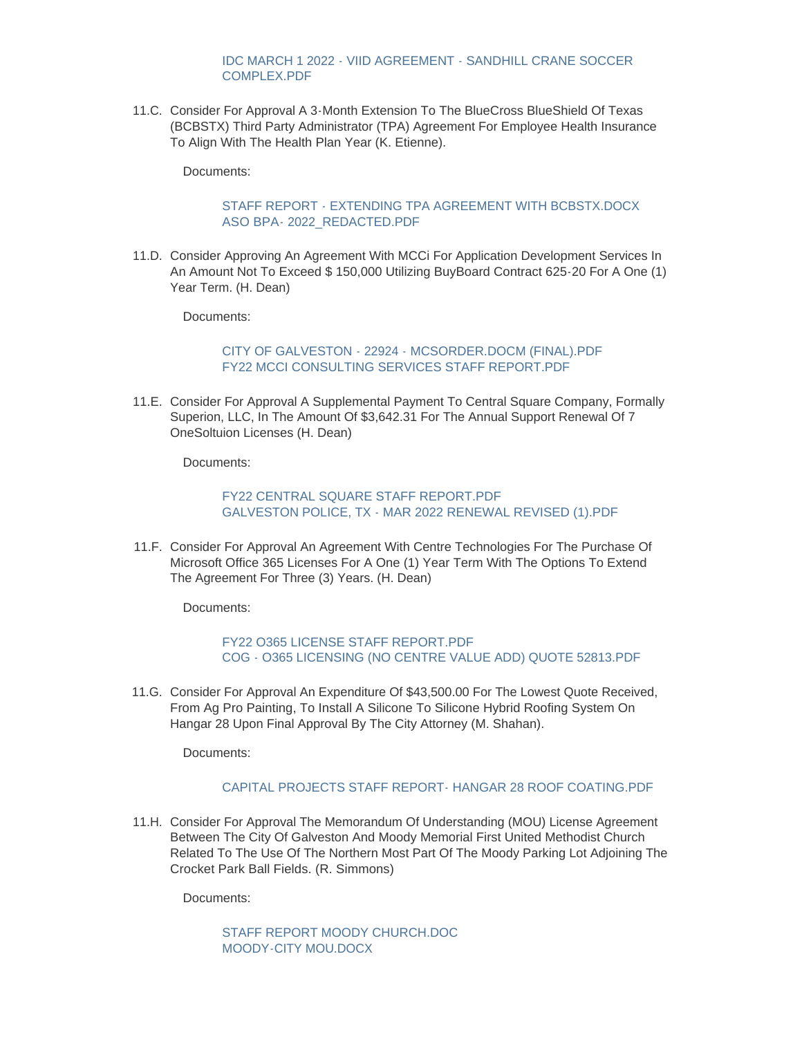IDC MARCH 1 2022 - VIID AGREEMENT - SANDHILL CRANE SOCCER COMPLEX.PDF

11.C. Consider For Approval A 3-Month Extension To The BlueCross BlueShield Of Texas (BCBSTX) Third Party Administrator (TPA) Agreement For Employee Health Insurance To Align With The Health Plan Year (K. Etienne).

Documents:

STAFF REPORT - EXTENDING TPA AGREEMENT WITH BCBSTX.DOCX
ASO BPA- 2022_REDACTED.PDF

11.D. Consider Approving An Agreement With MCCi For Application Development Services In An Amount Not To Exceed $ 150,000 Utilizing BuyBoard Contract 625-20 For A One (1) Year Term. (H. Dean)

Documents:

CITY OF GALVESTON - 22924 - MCSORDER.DOCM (FINAL).PDF
FY22 MCCI CONSULTING SERVICES STAFF REPORT.PDF

11.E. Consider For Approval A Supplemental Payment To Central Square Company, Formally Superion, LLC, In The Amount Of $3,642.31 For The Annual Support Renewal Of 7 OneSoltuion Licenses (H. Dean)

Documents:

FY22 CENTRAL SQUARE STAFF REPORT.PDF
GALVESTON POLICE, TX - MAR 2022 RENEWAL REVISED (1).PDF

11.F. Consider For Approval An Agreement With Centre Technologies For The Purchase Of Microsoft Office 365 Licenses For A One (1) Year Term With The Options To Extend The Agreement For Three (3) Years. (H. Dean)

Documents:

FY22 O365 LICENSE STAFF REPORT.PDF
COG - O365 LICENSING (NO CENTRE VALUE ADD) QUOTE 52813.PDF

11.G. Consider For Approval An Expenditure Of $43,500.00 For The Lowest Quote Received, From Ag Pro Painting, To Install A Silicone To Silicone Hybrid Roofing System On Hangar 28 Upon Final Approval By The City Attorney (M. Shahan).

Documents:

CAPITAL PROJECTS STAFF REPORT- HANGAR 28 ROOF COATING.PDF

11.H. Consider For Approval The Memorandum Of Understanding (MOU) License Agreement Between The City Of Galveston And Moody Memorial First United Methodist Church Related To The Use Of The Northern Most Part Of The Moody Parking Lot Adjoining The Crocket Park Ball Fields. (R. Simmons)

Documents:

STAFF REPORT MOODY CHURCH.DOC
MOODY-CITY MOU.DOCX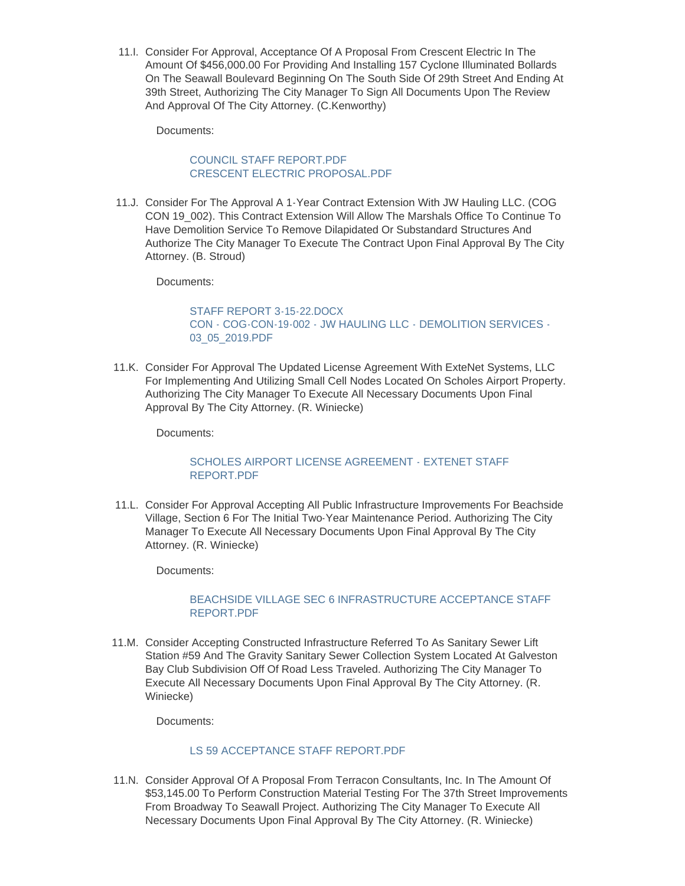11.I. Consider For Approval, Acceptance Of A Proposal From Crescent Electric In The Amount Of $456,000.00 For Providing And Installing 157 Cyclone Illuminated Bollards On The Seawall Boulevard Beginning On The South Side Of 29th Street And Ending At 39th Street, Authorizing The City Manager To Sign All Documents Upon The Review And Approval Of The City Attorney. (C.Kenworthy)

Documents:

COUNCIL STAFF REPORT.PDF
CRESCENT ELECTRIC PROPOSAL.PDF

11.J. Consider For The Approval A 1-Year Contract Extension With JW Hauling LLC. (COG CON 19_002). This Contract Extension Will Allow The Marshals Office To Continue To Have Demolition Service To Remove Dilapidated Or Substandard Structures And Authorize The City Manager To Execute The Contract Upon Final Approval By The City Attorney. (B. Stroud)

Documents:

STAFF REPORT 3-15-22.DOCX
CON - COG-CON-19-002 - JW HAULING LLC - DEMOLITION SERVICES - 03_05_2019.PDF

11.K. Consider For Approval The Updated License Agreement With ExteNet Systems, LLC For Implementing And Utilizing Small Cell Nodes Located On Scholes Airport Property. Authorizing The City Manager To Execute All Necessary Documents Upon Final Approval By The City Attorney. (R. Winiecke)

Documents:

SCHOLES AIRPORT LICENSE AGREEMENT - EXTENET STAFF REPORT.PDF

11.L. Consider For Approval Accepting All Public Infrastructure Improvements For Beachside Village, Section 6 For The Initial Two-Year Maintenance Period. Authorizing The City Manager To Execute All Necessary Documents Upon Final Approval By The City Attorney. (R. Winiecke)

Documents:

BEACHSIDE VILLAGE SEC 6 INFRASTRUCTURE ACCEPTANCE STAFF REPORT.PDF

11.M. Consider Accepting Constructed Infrastructure Referred To As Sanitary Sewer Lift Station #59 And The Gravity Sanitary Sewer Collection System Located At Galveston Bay Club Subdivision Off Of Road Less Traveled. Authorizing The City Manager To Execute All Necessary Documents Upon Final Approval By The City Attorney. (R. Winiecke)

Documents:

LS 59 ACCEPTANCE STAFF REPORT.PDF

11.N. Consider Approval Of A Proposal From Terracon Consultants, Inc. In The Amount Of $53,145.00 To Perform Construction Material Testing For The 37th Street Improvements From Broadway To Seawall Project. Authorizing The City Manager To Execute All Necessary Documents Upon Final Approval By The City Attorney. (R. Winiecke)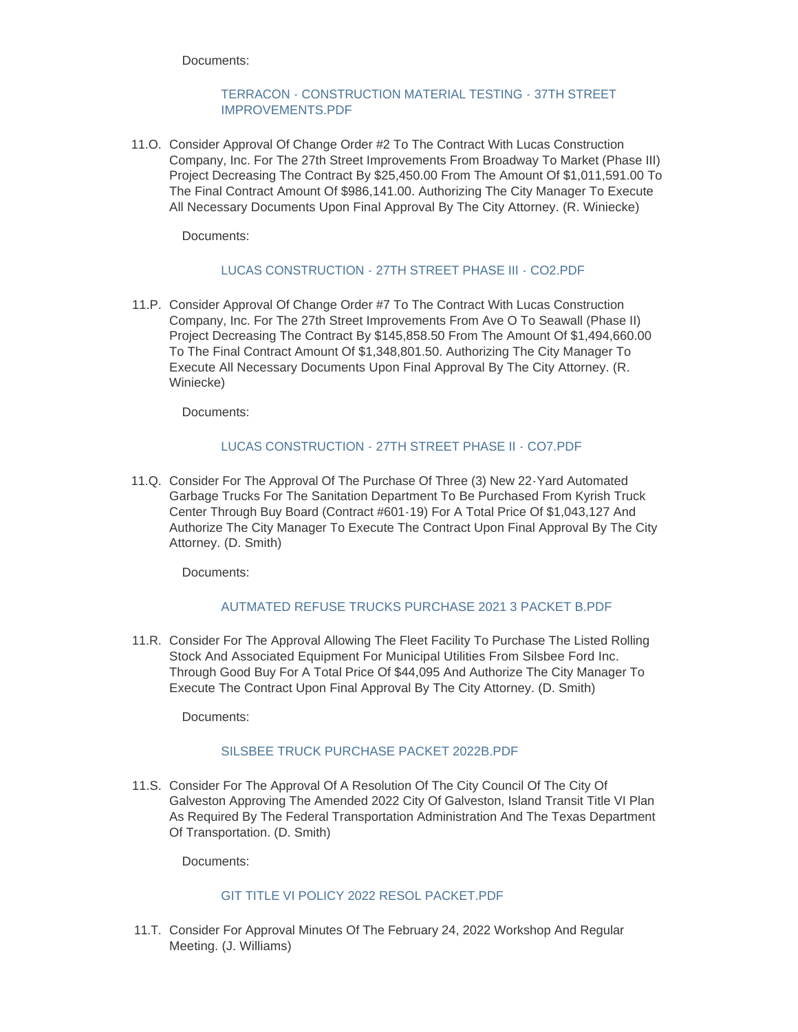Documents:

TERRACON - CONSTRUCTION MATERIAL TESTING - 37TH STREET IMPROVEMENTS.PDF

11.O. Consider Approval Of Change Order #2 To The Contract With Lucas Construction Company, Inc. For The 27th Street Improvements From Broadway To Market (Phase III) Project Decreasing The Contract By $25,450.00 From The Amount Of $1,011,591.00 To The Final Contract Amount Of $986,141.00. Authorizing The City Manager To Execute All Necessary Documents Upon Final Approval By The City Attorney. (R. Winiecke)

Documents:

LUCAS CONSTRUCTION - 27TH STREET PHASE III - CO2.PDF

11.P. Consider Approval Of Change Order #7 To The Contract With Lucas Construction Company, Inc. For The 27th Street Improvements From Ave O To Seawall (Phase II) Project Decreasing The Contract By $145,858.50 From The Amount Of $1,494,660.00 To The Final Contract Amount Of $1,348,801.50. Authorizing The City Manager To Execute All Necessary Documents Upon Final Approval By The City Attorney. (R. Winiecke)

Documents:

LUCAS CONSTRUCTION - 27TH STREET PHASE II - CO7.PDF

11.Q. Consider For The Approval Of The Purchase Of Three (3) New 22-Yard Automated Garbage Trucks For The Sanitation Department To Be Purchased From Kyrish Truck Center Through Buy Board (Contract #601-19) For A Total Price Of $1,043,127 And Authorize The City Manager To Execute The Contract Upon Final Approval By The City Attorney. (D. Smith)

Documents:

AUTMATED REFUSE TRUCKS PURCHASE 2021 3 PACKET B.PDF

11.R. Consider For The Approval Allowing The Fleet Facility To Purchase The Listed Rolling Stock And Associated Equipment For Municipal Utilities From Silsbee Ford Inc. Through Good Buy For A Total Price Of $44,095 And Authorize The City Manager To Execute The Contract Upon Final Approval By The City Attorney. (D. Smith)

Documents:

SILSBEE TRUCK PURCHASE PACKET 2022B.PDF

11.S. Consider For The Approval Of A Resolution Of The City Council Of The City Of Galveston Approving The Amended 2022 City Of Galveston, Island Transit Title VI Plan As Required By The Federal Transportation Administration And The Texas Department Of Transportation. (D. Smith)

Documents:

GIT TITLE VI POLICY 2022 RESOL PACKET.PDF

11.T. Consider For Approval Minutes Of The February 24, 2022 Workshop And Regular Meeting. (J. Williams)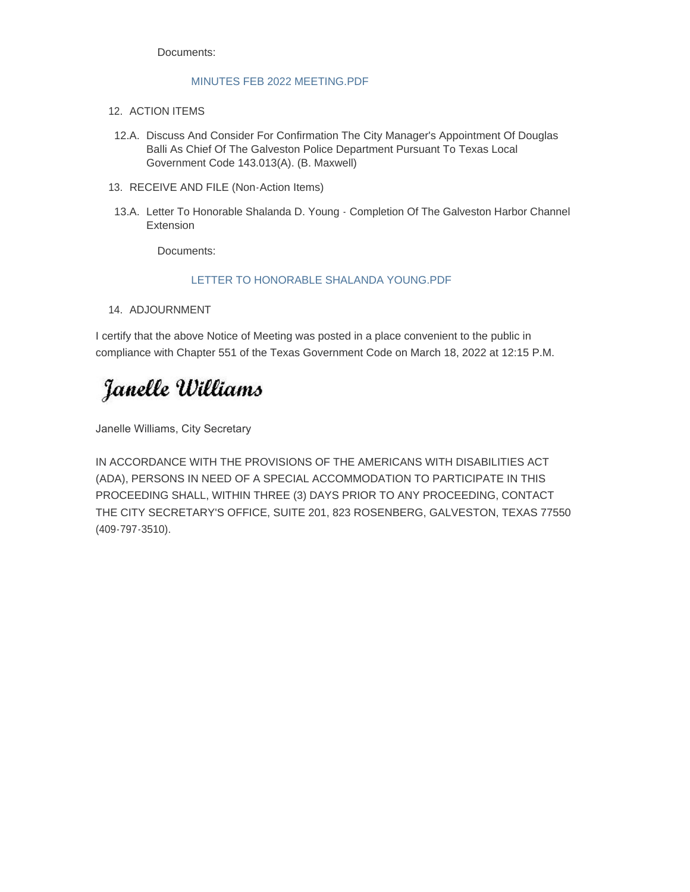Documents:

MINUTES FEB 2022 MEETING.PDF

12. ACTION ITEMS

12.A. Discuss And Consider For Confirmation The City Manager's Appointment Of Douglas Balli As Chief Of The Galveston Police Department Pursuant To Texas Local Government Code 143.013(A). (B. Maxwell)

13. RECEIVE AND FILE (Non-Action Items)

13.A. Letter To Honorable Shalanda D. Young - Completion Of The Galveston Harbor Channel Extension

Documents:

LETTER TO HONORABLE SHALANDA YOUNG.PDF

14. ADJOURNMENT

I certify that the above Notice of Meeting was posted in a place convenient to the public in compliance with Chapter 551 of the Texas Government Code on March 18, 2022 at 12:15 P.M.

*Janelle Williams*

Janelle Williams, City Secretary

IN ACCORDANCE WITH THE PROVISIONS OF THE AMERICANS WITH DISABILITIES ACT (ADA), PERSONS IN NEED OF A SPECIAL ACCOMMODATION TO PARTICIPATE IN THIS PROCEEDING SHALL, WITHIN THREE (3) DAYS PRIOR TO ANY PROCEEDING, CONTACT THE CITY SECRETARY'S OFFICE, SUITE 201, 823 ROSENBERG, GALVESTON, TEXAS 77550 (409-797-3510).